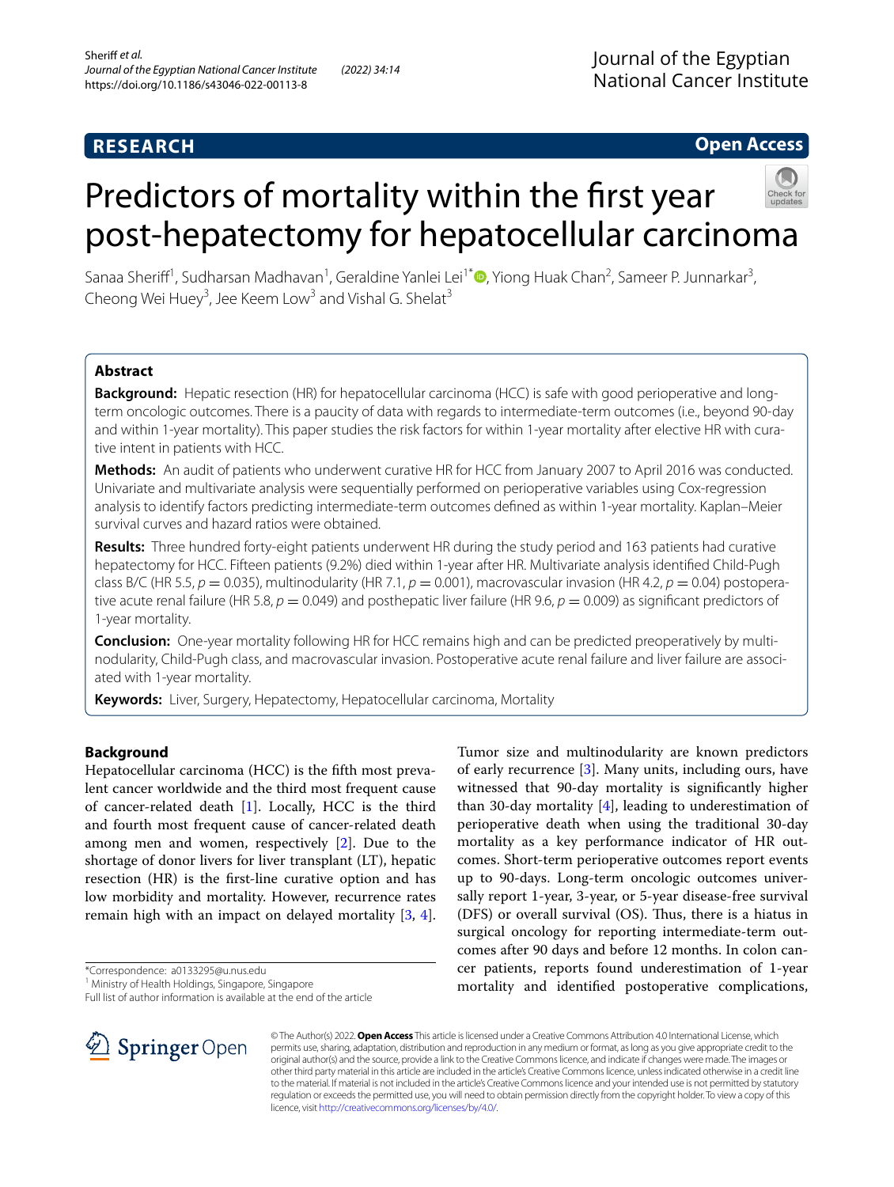**RESEARCH** **Open Access**

# Predictors of mortality within the first year post-hepatectomy for hepatocellular carcinoma

Sanaa Sheriff[1], Sudharsan Madhavan[1], Geraldine Yanlei Lei[1*], Yiong Huak Chan[2], Sameer P. Junnarkar[3], Cheong Wei Huey[3], Jee Keem Low[3] and Vishal G. Shelat[3]

## Abstract

**Background:** Hepatic resection (HR) for hepatocellular carcinoma (HCC) is safe with good perioperative and long-term oncologic outcomes. There is a paucity of data with regards to intermediate-term outcomes (i.e., beyond 90-day and within 1-year mortality). This paper studies the risk factors for within 1-year mortality after elective HR with curative intent in patients with HCC.

**Methods:** An audit of patients who underwent curative HR for HCC from January 2007 to April 2016 was conducted. Univariate and multivariate analysis were sequentially performed on perioperative variables using Cox-regression analysis to identify factors predicting intermediate-term outcomes defined as within 1-year mortality. Kaplan–Meier survival curves and hazard ratios were obtained.

**Results:** Three hundred forty-eight patients underwent HR during the study period and 163 patients had curative hepatectomy for HCC. Fifteen patients (9.2%) died within 1-year after HR. Multivariate analysis identified Child-Pugh class B/C (HR 5.5, $p = 0.035$), multinodularity (HR 7.1, $p = 0.001$), macrovascular invasion (HR 4.2, $p = 0.04$) postoperative acute renal failure (HR 5.8, $p = 0.049$) and posthepatic liver failure (HR 9.6, $p = 0.009$) as significant predictors of 1-year mortality.

**Conclusion:** One-year mortality following HR for HCC remains high and can be predicted preoperatively by multinodularity, Child-Pugh class, and macrovascular invasion. Postoperative acute renal failure and liver failure are associated with 1-year mortality.

**Keywords:** Liver, Surgery, Hepatectomy, Hepatocellular carcinoma, Mortality

## Background

Hepatocellular carcinoma (HCC) is the fifth most prevalent cancer worldwide and the third most frequent cause of cancer-related death [1]. Locally, HCC is the third and fourth most frequent cause of cancer-related death among men and women, respectively [2]. Due to the shortage of donor livers for liver transplant (LT), hepatic resection (HR) is the first-line curative option and has low morbidity and mortality. However, recurrence rates remain high with an impact on delayed mortality [3, 4]. Tumor size and multinodularity are known predictors of early recurrence [3]. Many units, including ours, have witnessed that 90-day mortality is significantly higher than 30-day mortality [4], leading to underestimation of perioperative death when using the traditional 30-day mortality as a key performance indicator of HR outcomes. Short-term perioperative outcomes report events up to 90-days. Long-term oncologic outcomes universally report 1-year, 3-year, or 5-year disease-free survival (DFS) or overall survival (OS). Thus, there is a hiatus in surgical oncology for reporting intermediate-term outcomes after 90 days and before 12 months. In colon cancer patients, reports found underestimation of 1-year mortality and identified postoperative complications,

*Correspondence: a0133295@u.nus.edu
[1] Ministry of Health Holdings, Singapore, Singapore
Full list of author information is available at the end of the article

© The Author(s) 2022. **Open Access** This article is licensed under a Creative Commons Attribution 4.0 International License, which permits use, sharing, adaptation, distribution and reproduction in any medium or format, as long as you give appropriate credit to the original author(s) and the source, provide a link to the Creative Commons licence, and indicate if changes were made. The images or other third party material in this article are included in the article's Creative Commons licence, unless indicated otherwise in a credit line to the material. If material is not included in the article's Creative Commons licence and your intended use is not permitted by statutory regulation or exceeds the permitted use, you will need to obtain permission directly from the copyright holder. To view a copy of this licence, visit http://creativecommons.org/licenses/by/4.0/.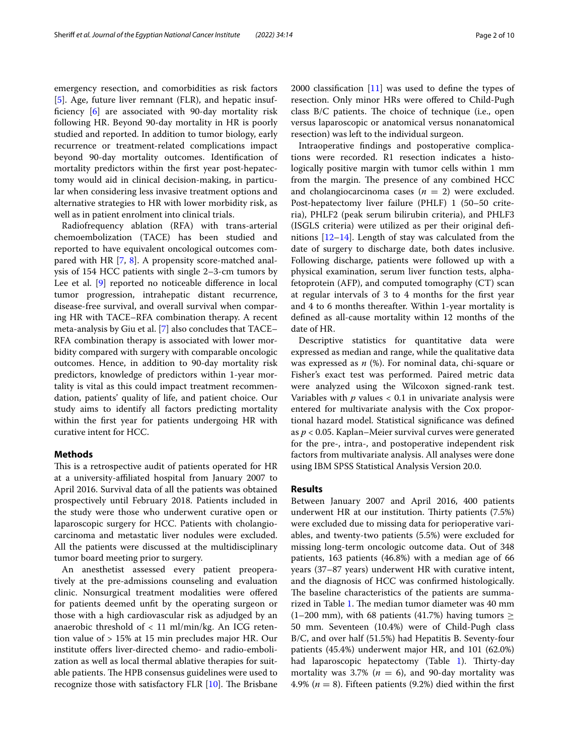emergency resection, and comorbidities as risk factors [5]. Age, future liver remnant (FLR), and hepatic insufficiency [6] are associated with 90-day mortality risk following HR. Beyond 90-day mortality in HR is poorly studied and reported. In addition to tumor biology, early recurrence or treatment-related complications impact beyond 90-day mortality outcomes. Identification of mortality predictors within the first year post-hepatectomy would aid in clinical decision-making, in particular when considering less invasive treatment options and alternative strategies to HR with lower morbidity risk, as well as in patient enrolment into clinical trials.

Radiofrequency ablation (RFA) with trans-arterial chemoembolization (TACE) has been studied and reported to have equivalent oncological outcomes compared with HR [7, 8]. A propensity score-matched analysis of 154 HCC patients with single 2–3-cm tumors by Lee et al. [9] reported no noticeable difference in local tumor progression, intrahepatic distant recurrence, disease-free survival, and overall survival when comparing HR with TACE–RFA combination therapy. A recent meta-analysis by Giu et al. [7] also concludes that TACE–RFA combination therapy is associated with lower morbidity compared with surgery with comparable oncologic outcomes. Hence, in addition to 90-day mortality risk predictors, knowledge of predictors within 1-year mortality is vital as this could impact treatment recommendation, patients' quality of life, and patient choice. Our study aims to identify all factors predicting mortality within the first year for patients undergoing HR with curative intent for HCC.

## Methods

This is a retrospective audit of patients operated for HR at a university-affiliated hospital from January 2007 to April 2016. Survival data of all the patients was obtained prospectively until February 2018. Patients included in the study were those who underwent curative open or laparoscopic surgery for HCC. Patients with cholangiocarcinoma and metastatic liver nodules were excluded. All the patients were discussed at the multidisciplinary tumor board meeting prior to surgery.

An anesthetist assessed every patient preoperatively at the pre-admissions counseling and evaluation clinic. Nonsurgical treatment modalities were offered for patients deemed unfit by the operating surgeon or those with a high cardiovascular risk as adjudged by an anaerobic threshold of < 11 ml/min/kg. An ICG retention value of > 15% at 15 min precludes major HR. Our institute offers liver-directed chemo- and radio-embolization as well as local thermal ablative therapies for suitable patients. The HPB consensus guidelines were used to recognize those with satisfactory FLR [10]. The Brisbane 2000 classification [11] was used to define the types of resection. Only minor HRs were offered to Child-Pugh class B/C patients. The choice of technique (i.e., open versus laparoscopic or anatomical versus nonanatomical resection) was left to the individual surgeon.

Intraoperative findings and postoperative complications were recorded. R1 resection indicates a histologically positive margin with tumor cells within 1 mm from the margin. The presence of any combined HCC and cholangiocarcinoma cases ($n$ = 2) were excluded. Post-hepatectomy liver failure (PHLF) 1 (50–50 criteria), PHLF2 (peak serum bilirubin criteria), and PHLF3 (ISGLS criteria) were utilized as per their original definitions [12–14]. Length of stay was calculated from the date of surgery to discharge date, both dates inclusive. Following discharge, patients were followed up with a physical examination, serum liver function tests, alpha-fetoprotein (AFP), and computed tomography (CT) scan at regular intervals of 3 to 4 months for the first year and 4 to 6 months thereafter. Within 1-year mortality is defined as all-cause mortality within 12 months of the date of HR.

Descriptive statistics for quantitative data were expressed as median and range, while the qualitative data was expressed as $n$ (%). For nominal data, chi-square or Fisher's exact test was performed. Paired metric data were analyzed using the Wilcoxon signed-rank test. Variables with $p$ values < 0.1 in univariate analysis were entered for multivariate analysis with the Cox proportional hazard model. Statistical significance was defined as $p$ < 0.05. Kaplan–Meier survival curves were generated for the pre-, intra-, and postoperative independent risk factors from multivariate analysis. All analyses were done using IBM SPSS Statistical Analysis Version 20.0.

## Results

Between January 2007 and April 2016, 400 patients underwent HR at our institution. Thirty patients (7.5%) were excluded due to missing data for perioperative variables, and twenty-two patients (5.5%) were excluded for missing long-term oncologic outcome data. Out of 348 patients, 163 patients (46.8%) with a median age of 66 years (37–87 years) underwent HR with curative intent, and the diagnosis of HCC was confirmed histologically. The baseline characteristics of the patients are summarized in Table 1. The median tumor diameter was 40 mm (1–200 mm), with 68 patients (41.7%) having tumors ≥ 50 mm. Seventeen (10.4%) were of Child-Pugh class B/C, and over half (51.5%) had Hepatitis B. Seventy-four patients (45.4%) underwent major HR, and 101 (62.0%) had laparoscopic hepatectomy (Table 1). Thirty-day mortality was 3.7% ($n$ = 6), and 90-day mortality was 4.9% ($n$ = 8). Fifteen patients (9.2%) died within the first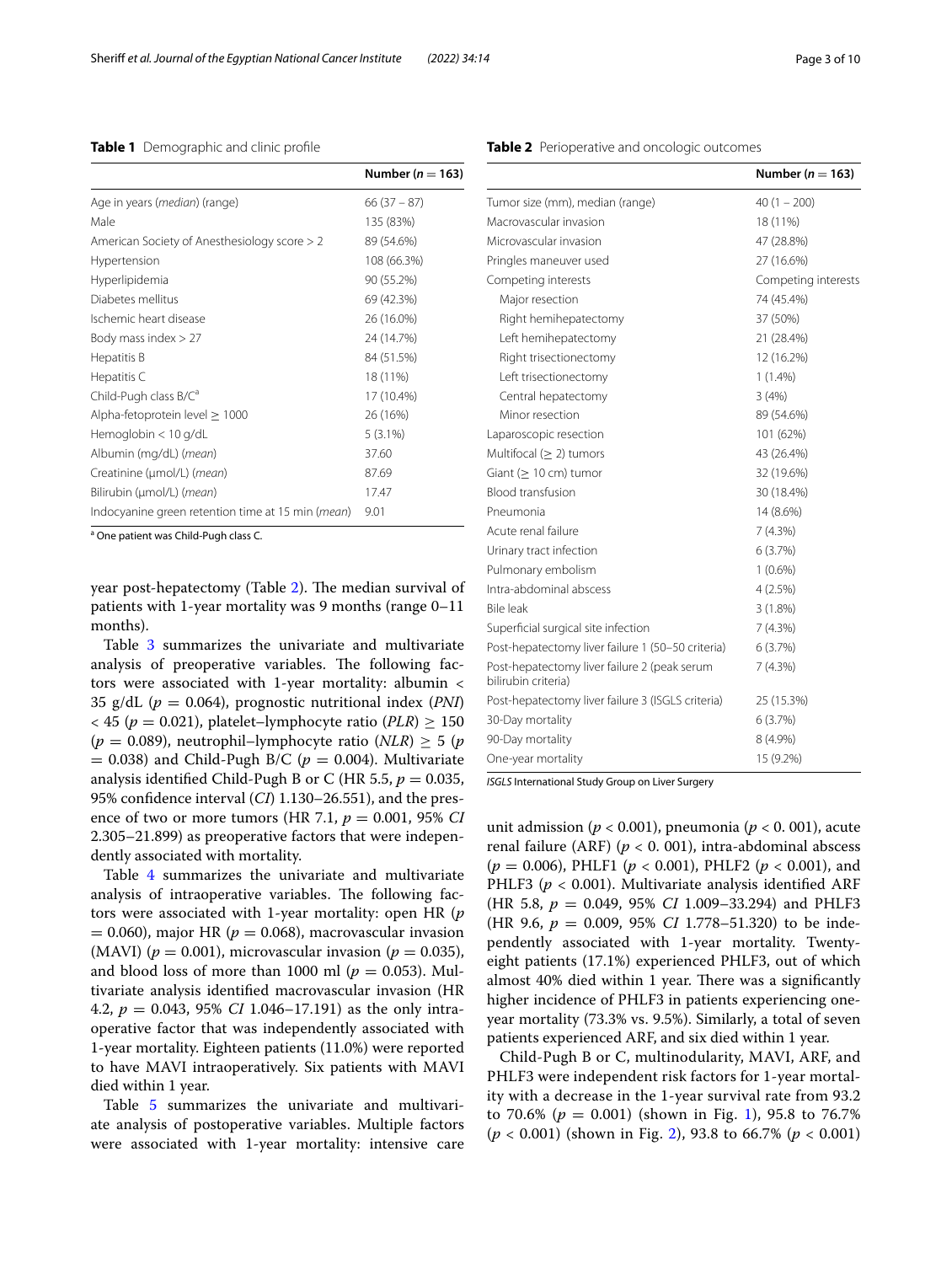**Table 1** Demographic and clinic profile

| | Number (*n* = 163) |
|---|---|
| Age in years (*median*) (range) | 66 (37 – 87) |
| Male | 135 (83%) |
| American Society of Anesthesiology score > 2 | 89 (54.6%) |
| Hypertension | 108 (66.3%) |
| Hyperlipidemia | 90 (55.2%) |
| Diabetes mellitus | 69 (42.3%) |
| Ischemic heart disease | 26 (16.0%) |
| Body mass index > 27 | 24 (14.7%) |
| Hepatitis B | 84 (51.5%) |
| Hepatitis C | 18 (11%) |
| Child-Pugh class B/C[a] | 17 (10.4%) |
| Alpha-fetoprotein level ≥ 1000 | 26 (16%) |
| Hemoglobin < 10 g/dL | 5 (3.1%) |
| Albumin (mg/dL) (*mean*) | 37.60 |
| Creatinine (μmol/L) (*mean*) | 87.69 |
| Bilirubin (μmol/L) (*mean*) | 17.47 |
| Indocyanine green retention time at 15 min (*mean*) | 9.01 |

[a] One patient was Child-Pugh class C.

year post-hepatectomy (Table 2). The median survival of patients with 1-year mortality was 9 months (range 0–11 months).

Table 3 summarizes the univariate and multivariate analysis of preoperative variables. The following factors were associated with 1-year mortality: albumin < 35 g/dL ($p = 0.064$), prognostic nutritional index (*PNI*) < 45 ($p = 0.021$), platelet–lymphocyte ratio (*PLR*) ≥ 150 ($p = 0.089$), neutrophil–lymphocyte ratio (*NLR*) ≥ 5 ($p = 0.038$) and Child-Pugh B/C ($p = 0.004$). Multivariate analysis identified Child-Pugh B or C (HR 5.5, $p = 0.035$, 95% confidence interval (*CI*) 1.130–26.551), and the presence of two or more tumors (HR 7.1, $p = 0.001$, 95% *CI* 2.305–21.899) as preoperative factors that were independently associated with mortality.

Table 4 summarizes the univariate and multivariate analysis of intraoperative variables. The following factors were associated with 1-year mortality: open HR ($p = 0.060$), major HR ($p = 0.068$), macrovascular invasion (MAVI) ($p = 0.001$), microvascular invasion ($p = 0.035$), and blood loss of more than 1000 ml ($p = 0.053$). Multivariate analysis identified macrovascular invasion (HR 4.2, $p = 0.043$, 95% *CI* 1.046–17.191) as the only intraoperative factor that was independently associated with 1-year mortality. Eighteen patients (11.0%) were reported to have MAVI intraoperatively. Six patients with MAVI died within 1 year.

Table 5 summarizes the univariate and multivariate analysis of postoperative variables. Multiple factors were associated with 1-year mortality: intensive care

**Table 2** Perioperative and oncologic outcomes

| | Number (*n* = 163) |
|---|---|
| Tumor size (mm), median (range) | 40 (1 – 200) |
| Macrovascular invasion | 18 (11%) |
| Microvascular invasion | 47 (28.8%) |
| Pringles maneuver used | 27 (16.6%) |
| Competing interests | Competing interests |
| Major resection | 74 (45.4%) |
| Right hemihepatectomy | 37 (50%) |
| Left hemihepatectomy | 21 (28.4%) |
| Right trisectionectomy | 12 (16.2%) |
| Left trisectionectomy | 1 (1.4%) |
| Central hepatectomy | 3 (4%) |
| Minor resection | 89 (54.6%) |
| Laparoscopic resection | 101 (62%) |
| Multifocal (≥ 2) tumors | 43 (26.4%) |
| Giant (≥ 10 cm) tumor | 32 (19.6%) |
| Blood transfusion | 30 (18.4%) |
| Pneumonia | 14 (8.6%) |
| Acute renal failure | 7 (4.3%) |
| Urinary tract infection | 6 (3.7%) |
| Pulmonary embolism | 1 (0.6%) |
| Intra-abdominal abscess | 4 (2.5%) |
| Bile leak | 3 (1.8%) |
| Superficial surgical site infection | 7 (4.3%) |
| Post-hepatectomy liver failure 1 (50–50 criteria) | 6 (3.7%) |
| Post-hepatectomy liver failure 2 (peak serum bilirubin criteria) | 7 (4.3%) |
| Post-hepatectomy liver failure 3 (ISGLS criteria) | 25 (15.3%) |
| 30-Day mortality | 6 (3.7%) |
| 90-Day mortality | 8 (4.9%) |
| One-year mortality | 15 (9.2%) |

*ISGLS* International Study Group on Liver Surgery

unit admission ($p < 0.001$), pneumonia ($p < 0.001$), acute renal failure (ARF) ($p < 0.001$), intra-abdominal abscess ($p = 0.006$), PHLF1 ($p < 0.001$), PHLF2 ($p < 0.001$), and PHLF3 ($p < 0.001$). Multivariate analysis identified ARF (HR 5.8, $p = 0.049$, 95% *CI* 1.009–33.294) and PHLF3 (HR 9.6, $p = 0.009$, 95% *CI* 1.778–51.320) to be independently associated with 1-year mortality. Twenty-eight patients (17.1%) experienced PHLF3, out of which almost 40% died within 1 year. There was a significantly higher incidence of PHLF3 in patients experiencing one-year mortality (73.3% vs. 9.5%). Similarly, a total of seven patients experienced ARF, and six died within 1 year.

Child-Pugh B or C, multinodularity, MAVI, ARF, and PHLF3 were independent risk factors for 1-year mortality with a decrease in the 1-year survival rate from 93.2 to 70.6% ($p = 0.001$) (shown in Fig. 1), 95.8 to 76.7% ($p < 0.001$) (shown in Fig. 2), 93.8 to 66.7% ($p < 0.001$)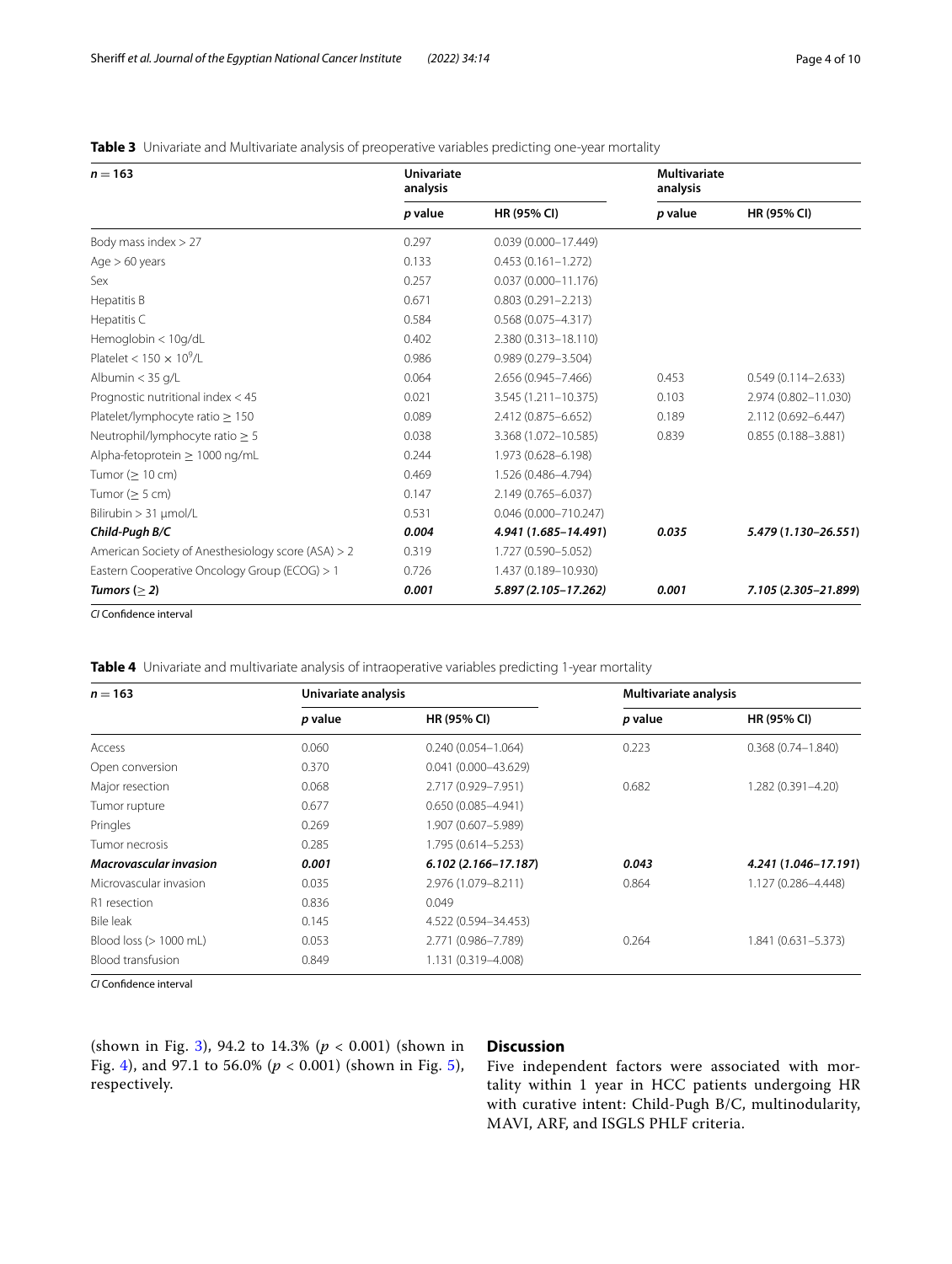**Table 3** Univariate and Multivariate analysis of preoperative variables predicting one-year mortality

| $n = 163$ | Univariate analysis | | Multivariate analysis | |
|---|---|---|---|---|
| | *p* value | HR (95% CI) | *p* value | HR (95% CI) |
| Body mass index > 27 | 0.297 | 0.039 (0.000–17.449) | | |
| Age > 60 years | 0.133 | 0.453 (0.161–1.272) | | |
| Sex | 0.257 | 0.037 (0.000–11.176) | | |
| Hepatitis B | 0.671 | 0.803 (0.291–2.213) | | |
| Hepatitis C | 0.584 | 0.568 (0.075–4.317) | | |
| Hemoglobin < 10g/dL | 0.402 | 2.380 (0.313–18.110) | | |
| Platelet < 150 × $10^9$/L | 0.986 | 0.989 (0.279–3.504) | | |
| Albumin < 35 g/L | 0.064 | 2.656 (0.945–7.466) | 0.453 | 0.549 (0.114–2.633) |
| Prognostic nutritional index < 45 | 0.021 | 3.545 (1.211–10.375) | 0.103 | 2.974 (0.802–11.030) |
| Platelet/lymphocyte ratio ≥ 150 | 0.089 | 2.412 (0.875–6.652) | 0.189 | 2.112 (0.692–6.447) |
| Neutrophil/lymphocyte ratio ≥ 5 | 0.038 | 3.368 (1.072–10.585) | 0.839 | 0.855 (0.188–3.881) |
| Alpha-fetoprotein ≥ 1000 ng/mL | 0.244 | 1.973 (0.628–6.198) | | |
| Tumor (≥ 10 cm) | 0.469 | 1.526 (0.486–4.794) | | |
| Tumor (≥ 5 cm) | 0.147 | 2.149 (0.765–6.037) | | |
| Bilirubin > 31 μmol/L | 0.531 | 0.046 (0.000–710.247) | | |
| ***Child-Pugh B/C*** | ***0.004*** | ***4.941 (1.685–14.491)*** | ***0.035*** | ***5.479 (1.130–26.551)*** |
| American Society of Anesthesiology score (ASA) > 2 | 0.319 | 1.727 (0.590–5.052) | | |
| Eastern Cooperative Oncology Group (ECOG) > 1 | 0.726 | 1.437 (0.189–10.930) | | |
| ***Tumors (≥ 2)*** | ***0.001*** | ***5.897 (2.105–17.262)*** | ***0.001*** | ***7.105 (2.305–21.899)*** |

*CI* Confidence interval

**Table 4** Univariate and multivariate analysis of intraoperative variables predicting 1-year mortality

| $n = 163$ | Univariate analysis | | Multivariate analysis | |
|---|---|---|---|---|
| | *p* value | HR (95% CI) | *p* value | HR (95% CI) |
| Access | 0.060 | 0.240 (0.054–1.064) | 0.223 | 0.368 (0.74–1.840) |
| Open conversion | 0.370 | 0.041 (0.000–43.629) | | |
| Major resection | 0.068 | 2.717 (0.929–7.951) | 0.682 | 1.282 (0.391–4.20) |
| Tumor rupture | 0.677 | 0.650 (0.085–4.941) | | |
| Pringles | 0.269 | 1.907 (0.607–5.989) | | |
| Tumor necrosis | 0.285 | 1.795 (0.614–5.253) | | |
| ***Macrovascular invasion*** | ***0.001*** | ***6.102 (2.166–17.187)*** | ***0.043*** | ***4.241 (1.046–17.191)*** |
| Microvascular invasion | 0.035 | 2.976 (1.079–8.211) | 0.864 | 1.127 (0.286–4.448) |
| R1 resection | 0.836 | 0.049 | | |
| Bile leak | 0.145 | 4.522 (0.594–34.453) | | |
| Blood loss (> 1000 mL) | 0.053 | 2.771 (0.986–7.789) | 0.264 | 1.841 (0.631–5.373) |
| Blood transfusion | 0.849 | 1.131 (0.319–4.008) | | |

*CI* Confidence interval

(shown in Fig. 3), 94.2 to 14.3% ($p < 0.001$) (shown in Fig. 4), and 97.1 to 56.0% ($p < 0.001$) (shown in Fig. 5), respectively.

## Discussion

Five independent factors were associated with mortality within 1 year in HCC patients undergoing HR with curative intent: Child-Pugh B/C, multinodularity, MAVI, ARF, and ISGLS PHLF criteria.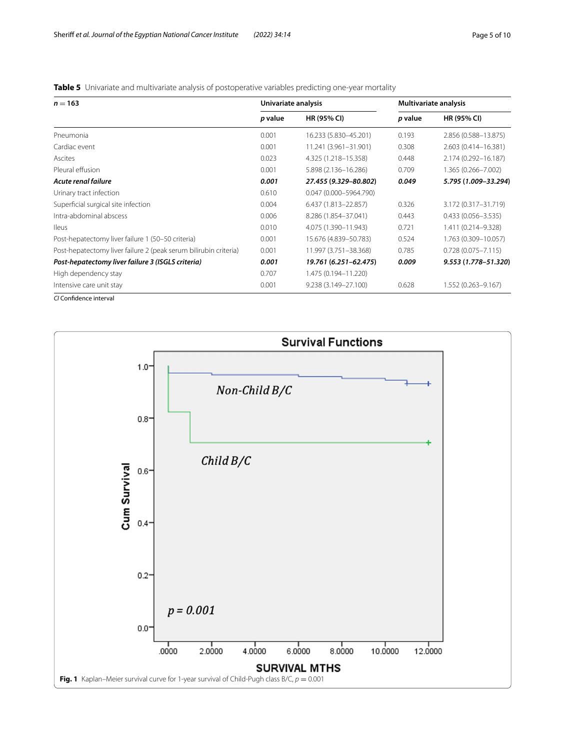**Table 5** Univariate and multivariate analysis of postoperative variables predicting one-year mortality

| *n* = 163 | Univariate analysis | | Multivariate analysis | |
|---|---|---|---|---|
| | *p* value | HR (95% CI) | *p* value | HR (95% CI) |
| Pneumonia | 0.001 | 16.233 (5.830–45.201) | 0.193 | 2.856 (0.588–13.875) |
| Cardiac event | 0.001 | 11.241 (3.961–31.901) | 0.308 | 2.603 (0.414–16.381) |
| Ascites | 0.023 | 4.325 (1.218–15.358) | 0.448 | 2.174 (0.292–16.187) |
| Pleural effusion | 0.001 | 5.898 (2.136–16.286) | 0.709 | 1.365 (0.266–7.002) |
| ***Acute renal failure*** | ***0.001*** | ***27.455 (9.329–80.802)*** | ***0.049*** | ***5.795 (1.009–33.294)*** |
| Urinary tract infection | 0.610 | 0.047 (0.000–5964.790) | | |
| Superficial surgical site infection | 0.004 | 6.437 (1.813–22.857) | 0.326 | 3.172 (0.317–31.719) |
| Intra-abdominal abscess | 0.006 | 8.286 (1.854–37.041) | 0.443 | 0.433 (0.056–3.535) |
| Ileus | 0.010 | 4.075 (1.390–11.943) | 0.721 | 1.411 (0.214–9.328) |
| Post-hepatectomy liver failure 1 (50–50 criteria) | 0.001 | 15.676 (4.839–50.783) | 0.524 | 1.763 (0.309–10.057) |
| Post-hepatectomy liver failure 2 (peak serum bilirubin criteria) | 0.001 | 11.997 (3.751–38.368) | 0.785 | 0.728 (0.075–7.115) |
| ***Post-hepatectomy liver failure 3 (ISGLS criteria)*** | ***0.001*** | ***19.761 (6.251–62.475)*** | ***0.009*** | ***9.553 (1.778–51.320)*** |
| High dependency stay | 0.707 | 1.475 (0.194–11.220) | | |
| Intensive care unit stay | 0.001 | 9.238 (3.149–27.100) | 0.628 | 1.552 (0.263–9.167) |

*CI* Confidence interval

**Fig. 1** Kaplan–Meier survival curve for 1-year survival of Child-Pugh class B/C, $p = 0.001$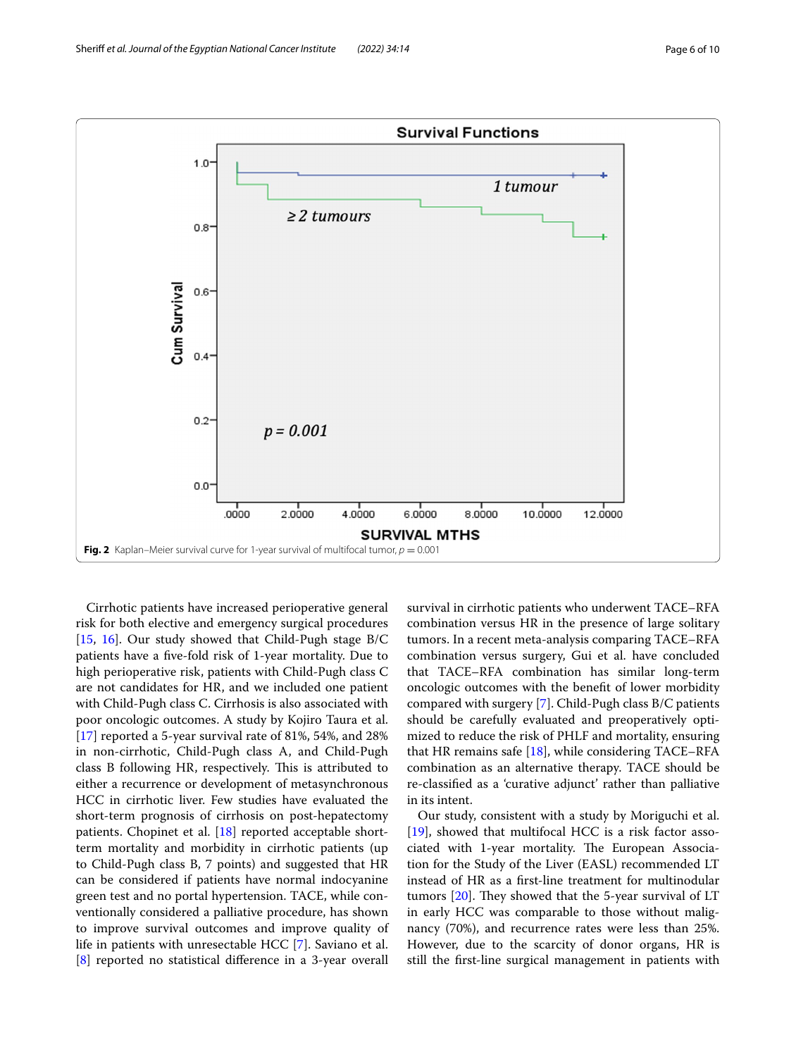Fig. 2 Kaplan–Meier survival curve for 1-year survival of multifocal tumor, $p = 0.001$

Cirrhotic patients have increased perioperative general risk for both elective and emergency surgical procedures [15, 16]. Our study showed that Child-Pugh stage B/C patients have a five-fold risk of 1-year mortality. Due to high perioperative risk, patients with Child-Pugh class C are not candidates for HR, and we included one patient with Child-Pugh class C. Cirrhosis is also associated with poor oncologic outcomes. A study by Kojiro Taura et al. [17] reported a 5-year survival rate of 81%, 54%, and 28% in non-cirrhotic, Child-Pugh class A, and Child-Pugh class B following HR, respectively. This is attributed to either a recurrence or development of metasynchronous HCC in cirrhotic liver. Few studies have evaluated the short-term prognosis of cirrhosis on post-hepatectomy patients. Chopinet et al. [18] reported acceptable short-term mortality and morbidity in cirrhotic patients (up to Child-Pugh class B, 7 points) and suggested that HR can be considered if patients have normal indocyanine green test and no portal hypertension. TACE, while conventionally considered a palliative procedure, has shown to improve survival outcomes and improve quality of life in patients with unresectable HCC [7]. Saviano et al. [8] reported no statistical difference in a 3-year overall survival in cirrhotic patients who underwent TACE–RFA combination versus HR in the presence of large solitary tumors. In a recent meta-analysis comparing TACE–RFA combination versus surgery, Gui et al. have concluded that TACE–RFA combination has similar long-term oncologic outcomes with the benefit of lower morbidity compared with surgery [7]. Child-Pugh class B/C patients should be carefully evaluated and preoperatively optimized to reduce the risk of PHLF and mortality, ensuring that HR remains safe [18], while considering TACE–RFA combination as an alternative therapy. TACE should be re-classified as a 'curative adjunct' rather than palliative in its intent.

Our study, consistent with a study by Moriguchi et al. [19], showed that multifocal HCC is a risk factor associated with 1-year mortality. The European Association for the Study of the Liver (EASL) recommended LT instead of HR as a first-line treatment for multinodular tumors [20]. They showed that the 5-year survival of LT in early HCC was comparable to those without malignancy (70%), and recurrence rates were less than 25%. However, due to the scarcity of donor organs, HR is still the first-line surgical management in patients with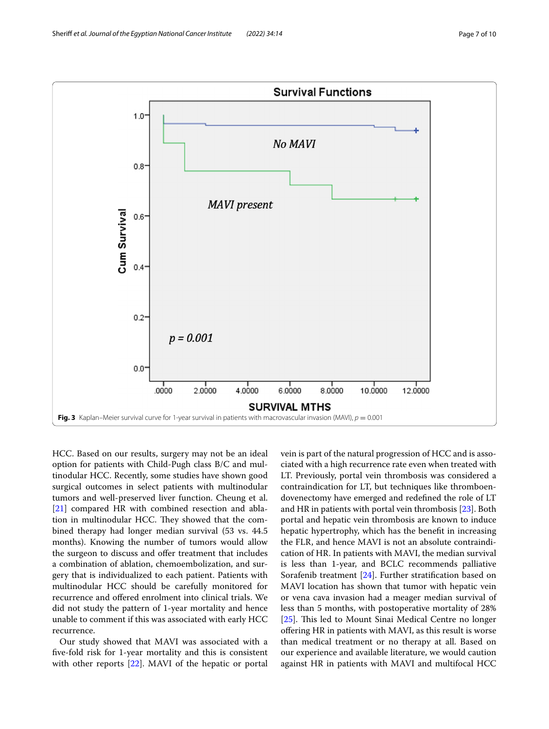Fig. 3 Kaplan–Meier survival curve for 1-year survival in patients with macrovascular invasion (MAVI), $p = 0.001$

HCC. Based on our results, surgery may not be an ideal option for patients with Child-Pugh class B/C and multinodular HCC. Recently, some studies have shown good surgical outcomes in select patients with multinodular tumors and well-preserved liver function. Cheung et al. [21] compared HR with combined resection and ablation in multinodular HCC. They showed that the combined therapy had longer median survival (53 vs. 44.5 months). Knowing the number of tumors would allow the surgeon to discuss and offer treatment that includes a combination of ablation, chemoembolization, and surgery that is individualized to each patient. Patients with multinodular HCC should be carefully monitored for recurrence and offered enrolment into clinical trials. We did not study the pattern of 1-year mortality and hence unable to comment if this was associated with early HCC recurrence.

Our study showed that MAVI was associated with a five-fold risk for 1-year mortality and this is consistent with other reports [22]. MAVI of the hepatic or portal vein is part of the natural progression of HCC and is associated with a high recurrence rate even when treated with LT. Previously, portal vein thrombosis was considered a contraindication for LT, but techniques like thromboendovenectomy have emerged and redefined the role of LT and HR in patients with portal vein thrombosis [23]. Both portal and hepatic vein thrombosis are known to induce hepatic hypertrophy, which has the benefit in increasing the FLR, and hence MAVI is not an absolute contraindication of HR. In patients with MAVI, the median survival is less than 1-year, and BCLC recommends palliative Sorafenib treatment [24]. Further stratification based on MAVI location has shown that tumor with hepatic vein or vena cava invasion had a meager median survival of less than 5 months, with postoperative mortality of 28% [25]. This led to Mount Sinai Medical Centre no longer offering HR in patients with MAVI, as this result is worse than medical treatment or no therapy at all. Based on our experience and available literature, we would caution against HR in patients with MAVI and multifocal HCC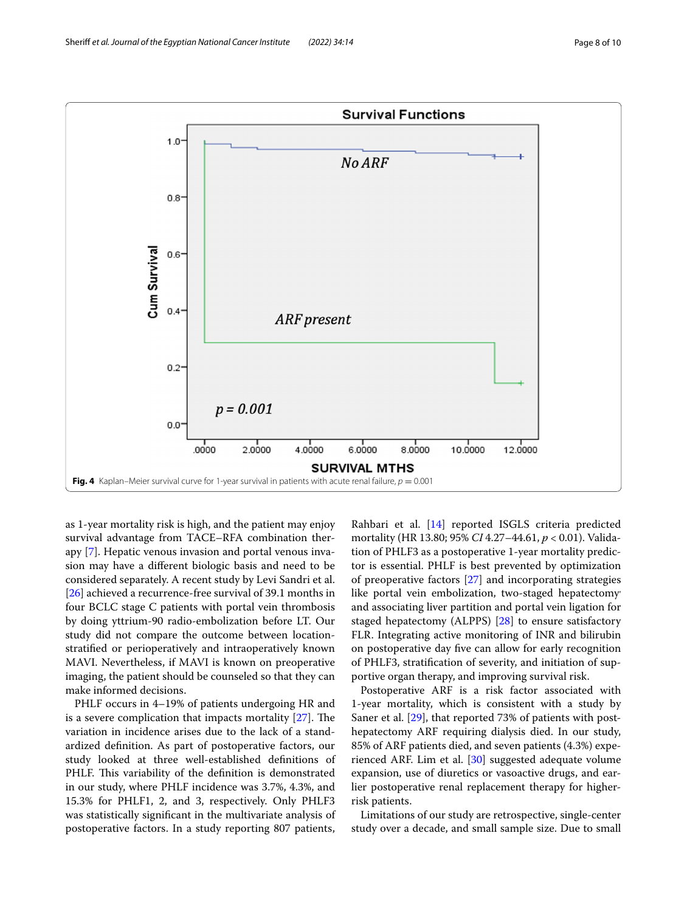**Fig. 4** Kaplan–Meier survival curve for 1-year survival in patients with acute renal failure, $p = 0.001$

as 1-year mortality risk is high, and the patient may enjoy survival advantage from TACE–RFA combination therapy [7]. Hepatic venous invasion and portal venous invasion may have a different biologic basis and need to be considered separately. A recent study by Levi Sandri et al. [26] achieved a recurrence-free survival of 39.1 months in four BCLC stage C patients with portal vein thrombosis by doing yttrium-90 radio-embolization before LT. Our study did not compare the outcome between location-stratified or perioperatively and intraoperatively known MAVI. Nevertheless, if MAVI is known on preoperative imaging, the patient should be counseled so that they can make informed decisions.

PHLF occurs in 4–19% of patients undergoing HR and is a severe complication that impacts mortality [27]. The variation in incidence arises due to the lack of a standardized definition. As part of postoperative factors, our study looked at three well-established definitions of PHLF. This variability of the definition is demonstrated in our study, where PHLF incidence was 3.7%, 4.3%, and 15.3% for PHLF1, 2, and 3, respectively. Only PHLF3 was statistically significant in the multivariate analysis of postoperative factors. In a study reporting 807 patients, Rahbari et al. [14] reported ISGLS criteria predicted mortality (HR 13.80; 95% *CI* 4.27–44.61, $p < 0.01$). Validation of PHLF3 as a postoperative 1-year mortality predictor is essential. PHLF is best prevented by optimization of preoperative factors [27] and incorporating strategies like portal vein embolization, two-staged hepatectomy, and associating liver partition and portal vein ligation for staged hepatectomy (ALPPS) [28] to ensure satisfactory FLR. Integrating active monitoring of INR and bilirubin on postoperative day five can allow for early recognition of PHLF3, stratification of severity, and initiation of supportive organ therapy, and improving survival risk.

Postoperative ARF is a risk factor associated with 1-year mortality, which is consistent with a study by Saner et al. [29], that reported 73% of patients with post-hepatectomy ARF requiring dialysis died. In our study, 85% of ARF patients died, and seven patients (4.3%) experienced ARF. Lim et al. [30] suggested adequate volume expansion, use of diuretics or vasoactive drugs, and earlier postoperative renal replacement therapy for higher-risk patients.

Limitations of our study are retrospective, single-center study over a decade, and small sample size. Due to small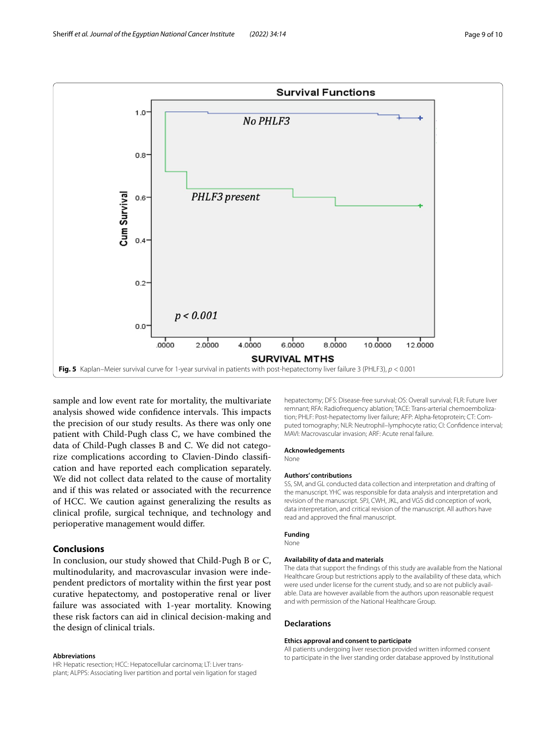Fig. 5 Kaplan–Meier survival curve for 1-year survival in patients with post-hepatectomy liver failure 3 (PHLF3), $p < 0.001$

sample and low event rate for mortality, the multivariate analysis showed wide confidence intervals. This impacts the precision of our study results. As there was only one patient with Child-Pugh class C, we have combined the data of Child-Pugh classes B and C. We did not categorize complications according to Clavien-Dindo classification and have reported each complication separately. We did not collect data related to the cause of mortality and if this was related or associated with the recurrence of HCC. We caution against generalizing the results as clinical profile, surgical technique, and technology and perioperative management would differ.

## Conclusions

In conclusion, our study showed that Child-Pugh B or C, multinodularity, and macrovascular invasion were independent predictors of mortality within the first year post curative hepatectomy, and postoperative renal or liver failure was associated with 1-year mortality. Knowing these risk factors can aid in clinical decision-making and the design of clinical trials.

#### Abbreviations

HR: Hepatic resection; HCC: Hepatocellular carcinoma; LT: Liver transplant; ALPPS: Associating liver partition and portal vein ligation for staged hepatectomy; DFS: Disease-free survival; OS: Overall survival; FLR: Future liver remnant; RFA: Radiofrequency ablation; TACE: Trans-arterial chemoembolization; PHLF: Post-hepatectomy liver failure; AFP: Alpha-fetoprotein; CT: Computed tomography; NLR: Neutrophil–lymphocyte ratio; CI: Confidence interval; MAVI: Macrovascular invasion; ARF: Acute renal failure.

#### Acknowledgements

None

#### Authors' contributions

SS, SM, and GL conducted data collection and interpretation and drafting of the manuscript. YHC was responsible for data analysis and interpretation and revision of the manuscript. SPJ, CWH, JKL, and VGS did conception of work, data interpretation, and critical revision of the manuscript. All authors have read and approved the final manuscript.

#### Funding

None

#### Availability of data and materials

The data that support the findings of this study are available from the National Healthcare Group but restrictions apply to the availability of these data, which were used under license for the current study, and so are not publicly available. Data are however available from the authors upon reasonable request and with permission of the National Healthcare Group.

## Declarations

#### Ethics approval and consent to participate

All patients undergoing liver resection provided written informed consent to participate in the liver standing order database approved by Institutional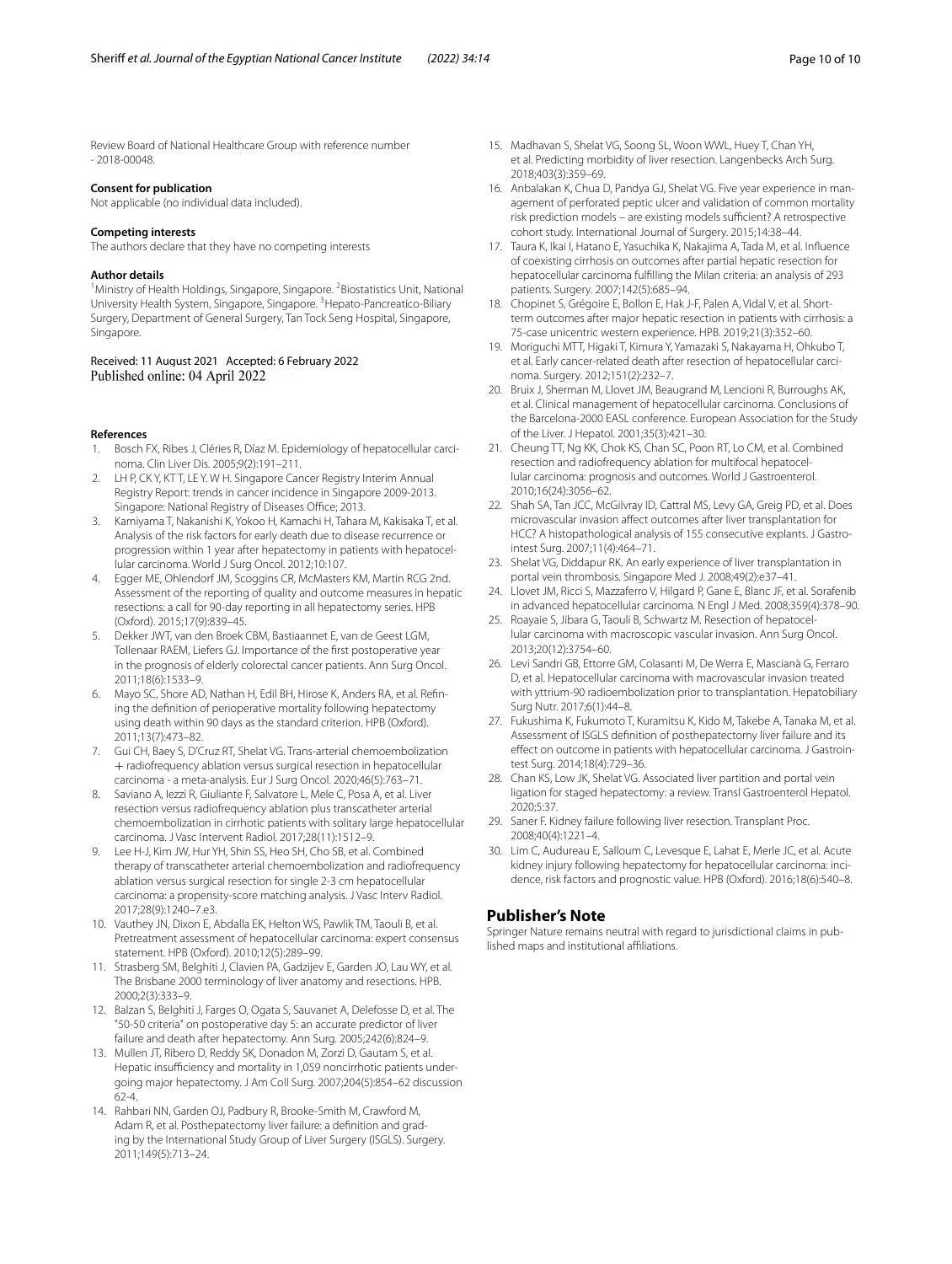Review Board of National Healthcare Group with reference number - 2018-00048.

#### Consent for publication

Not applicable (no individual data included).

#### Competing interests

The authors declare that they have no competing interests

#### Author details

[1]Ministry of Health Holdings, Singapore, Singapore. [2]Biostatistics Unit, National University Health System, Singapore, Singapore. [3]Hepato-Pancreatico-Biliary Surgery, Department of General Surgery, Tan Tock Seng Hospital, Singapore, Singapore.

Received: 11 August 2021 Accepted: 6 February 2022
Published online: 04 April 2022

#### References

1. Bosch FX, Ribes J, Cléries R, Díaz M. Epidemiology of hepatocellular carcinoma. Clin Liver Dis. 2005;9(2):191–211.
2. LH P, CK Y, KT T, LE Y. W H. Singapore Cancer Registry Interim Annual Registry Report: trends in cancer incidence in Singapore 2009-2013. Singapore: National Registry of Diseases Office; 2013.
3. Kamiyama T, Nakanishi K, Yokoo H, Kamachi H, Tahara M, Kakisaka T, et al. Analysis of the risk factors for early death due to disease recurrence or progression within 1 year after hepatectomy in patients with hepatocellular carcinoma. World J Surg Oncol. 2012;10:107.
4. Egger ME, Ohlendorf JM, Scoggins CR, McMasters KM, Martin RCG 2nd. Assessment of the reporting of quality and outcome measures in hepatic resections: a call for 90-day reporting in all hepatectomy series. HPB (Oxford). 2015;17(9):839–45.
5. Dekker JWT, van den Broek CBM, Bastiaannet E, van de Geest LGM, Tollenaar RAEM, Liefers GJ. Importance of the first postoperative year in the prognosis of elderly colorectal cancer patients. Ann Surg Oncol. 2011;18(6):1533–9.
6. Mayo SC, Shore AD, Nathan H, Edil BH, Hirose K, Anders RA, et al. Refining the definition of perioperative mortality following hepatectomy using death within 90 days as the standard criterion. HPB (Oxford). 2011;13(7):473–82.
7. Gui CH, Baey S, D'Cruz RT, Shelat VG. Trans-arterial chemoembolization + radiofrequency ablation versus surgical resection in hepatocellular carcinoma - a meta-analysis. Eur J Surg Oncol. 2020;46(5):763–71.
8. Saviano A, Iezzi R, Giuliante F, Salvatore L, Mele C, Posa A, et al. Liver resection versus radiofrequency ablation plus transcatheter arterial chemoembolization in cirrhotic patients with solitary large hepatocellular carcinoma. J Vasc Intervent Radiol. 2017;28(11):1512–9.
9. Lee H-J, Kim JW, Hur YH, Shin SS, Heo SH, Cho SB, et al. Combined therapy of transcatheter arterial chemoembolization and radiofrequency ablation versus surgical resection for single 2-3 cm hepatocellular carcinoma: a propensity-score matching analysis. J Vasc Interv Radiol. 2017;28(9):1240–7.e3.
10. Vauthey JN, Dixon E, Abdalla EK, Helton WS, Pawlik TM, Taouli B, et al. Pretreatment assessment of hepatocellular carcinoma: expert consensus statement. HPB (Oxford). 2010;12(5):289–99.
11. Strasberg SM, Belghiti J, Clavien PA, Gadzijev E, Garden JO, Lau WY, et al. The Brisbane 2000 terminology of liver anatomy and resections. HPB. 2000;2(3):333–9.
12. Balzan S, Belghiti J, Farges O, Ogata S, Sauvanet A, Delefosse D, et al. The "50-50 criteria" on postoperative day 5: an accurate predictor of liver failure and death after hepatectomy. Ann Surg. 2005;242(6):824–9.
13. Mullen JT, Ribero D, Reddy SK, Donadon M, Zorzi D, Gautam S, et al. Hepatic insufficiency and mortality in 1,059 noncirrhotic patients undergoing major hepatectomy. J Am Coll Surg. 2007;204(5):854–62 discussion 62-4.
14. Rahbari NN, Garden OJ, Padbury R, Brooke-Smith M, Crawford M, Adam R, et al. Posthepatectomy liver failure: a definition and grading by the International Study Group of Liver Surgery (ISGLS). Surgery. 2011;149(5):713–24.
15. Madhavan S, Shelat VG, Soong SL, Woon WWL, Huey T, Chan YH, et al. Predicting morbidity of liver resection. Langenbecks Arch Surg. 2018;403(3):359–69.
16. Anbalakan K, Chua D, Pandya GJ, Shelat VG. Five year experience in management of perforated peptic ulcer and validation of common mortality risk prediction models – are existing models sufficient? A retrospective cohort study. International Journal of Surgery. 2015;14:38–44.
17. Taura K, Ikai I, Hatano E, Yasuchika K, Nakajima A, Tada M, et al. Influence of coexisting cirrhosis on outcomes after partial hepatic resection for hepatocellular carcinoma fulfilling the Milan criteria: an analysis of 293 patients. Surgery. 2007;142(5):685–94.
18. Chopinet S, Grégoire E, Bollon E, Hak J-F, Palen A, Vidal V, et al. Short-term outcomes after major hepatic resection in patients with cirrhosis: a 75-case unicentric western experience. HPB. 2019;21(3):352–60.
19. Moriguchi MTT, Higaki T, Kimura Y, Yamazaki S, Nakayama H, Ohkubo T, et al. Early cancer-related death after resection of hepatocellular carcinoma. Surgery. 2012;151(2):232–7.
20. Bruix J, Sherman M, Llovet JM, Beaugrand M, Lencioni R, Burroughs AK, et al. Clinical management of hepatocellular carcinoma. Conclusions of the Barcelona-2000 EASL conference. European Association for the Study of the Liver. J Hepatol. 2001;35(3):421–30.
21. Cheung TT, Ng KK, Chok KS, Chan SC, Poon RT, Lo CM, et al. Combined resection and radiofrequency ablation for multifocal hepatocellular carcinoma: prognosis and outcomes. World J Gastroenterol. 2010;16(24):3056–62.
22. Shah SA, Tan JCC, McGilvray ID, Cattral MS, Levy GA, Greig PD, et al. Does microvascular invasion affect outcomes after liver transplantation for HCC? A histopathological analysis of 155 consecutive explants. J Gastrointest Surg. 2007;11(4):464–71.
23. Shelat VG, Diddapur RK. An early experience of liver transplantation in portal vein thrombosis. Singapore Med J. 2008;49(2):e37–41.
24. Llovet JM, Ricci S, Mazzaferro V, Hilgard P, Gane E, Blanc JF, et al. Sorafenib in advanced hepatocellular carcinoma. N Engl J Med. 2008;359(4):378–90.
25. Roayaie S, Jibara G, Taouli B, Schwartz M. Resection of hepatocellular carcinoma with macroscopic vascular invasion. Ann Surg Oncol. 2013;20(12):3754–60.
26. Levi Sandri GB, Ettorre GM, Colasanti M, De Werra E, Mascianà G, Ferraro D, et al. Hepatocellular carcinoma with macrovascular invasion treated with yttrium-90 radioembolization prior to transplantation. Hepatobiliary Surg Nutr. 2017;6(1):44–8.
27. Fukushima K, Fukumoto T, Kuramitsu K, Kido M, Takebe A, Tanaka M, et al. Assessment of ISGLS definition of posthepatectomy liver failure and its effect on outcome in patients with hepatocellular carcinoma. J Gastrointest Surg. 2014;18(4):729–36.
28. Chan KS, Low JK, Shelat VG. Associated liver partition and portal vein ligation for staged hepatectomy: a review. Transl Gastroenterol Hepatol. 2020;5:37.
29. Saner F. Kidney failure following liver resection. Transplant Proc. 2008;40(4):1221–4.
30. Lim C, Audureau E, Salloum C, Levesque E, Lahat E, Merle JC, et al. Acute kidney injury following hepatectomy for hepatocellular carcinoma: incidence, risk factors and prognostic value. HPB (Oxford). 2016;18(6):540–8.

## Publisher's Note

Springer Nature remains neutral with regard to jurisdictional claims in published maps and institutional affiliations.